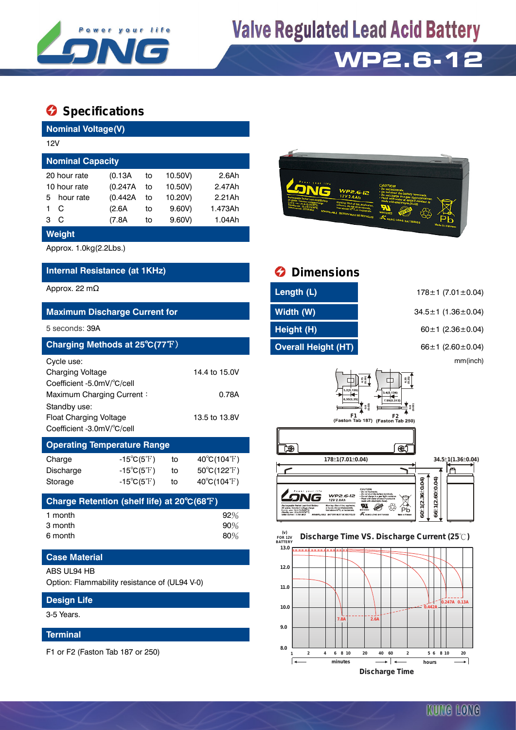# Valve Regulated Lead Acid Battery

# WP2.6-12

## Specifications

### Nominal Voltage(V)

12V

### Nominal Capacity

| | | | | |
|---|---|---|---|---|
| 20 hour rate | (0.13A | to | 10.50V) | 2.6Ah |
| 10 hour rate | (0.247A | to | 10.50V) | 2.47Ah |
| 5 hour rate | (0.442A | to | 10.20V) | 2.21Ah |
| 1 C | (2.6A | to | 9.60V) | 1.473Ah |
| 3 C | (7.8A | to | 9.60V) | 1.04Ah |

### Weight

Approx. 1.0kg(2.2Lbs.)

### Internal Resistance (at 1KHz)

Approx. 22 mΩ

### Maximum Discharge Current for

5 seconds: 39A

### Charging Methods at 25℃(77℉)

Cycle use:
Charging Voltage 14.4 to 15.0V
Coefficient -5.0mV/℃/cell
Maximum Charging Current : 0.78A
Standby use:
Float Charging Voltage 13.5 to 13.8V
Coefficient -3.0mV/℃/cell

### Operating Temperature Range

| | | | |
|---|---|---|---|
| Charge | -15℃(5℉) | to | 40℃(104℉) |
| Discharge | -15℃(5℉) | to | 50℃(122℉) |
| Storage | -15℃(5℉) | to | 40℃(104℉) |

### Charge Retention (shelf life) at 20℃(68℉)

| | |
|---|---|
| 1 month | 92% |
| 3 month | 90% |
| 6 month | 80% |

### Case Material

ABS UL94 HB
Option: Flammability resistance of (UL94 V-0)

### Design Life

3-5 Years.

### Terminal

F1 or F2 (Faston Tab 187 or 250)

## Dimensions

| | |
|---|---|
| Length (L) | 178±1 (7.01±0.04) |
| Width (W) | 34.5±1 (1.36±0.04) |
| Height (H) | 60±1 (2.36±0.04) |
| Overall Height (HT) | 66±1 (2.60±0.04) |

mm(inch)

F1 (Faston Tab 187) F2 (Faston Tab 250)

178±1(7.01±0.04) 34.5±1(1.36±0.04) 60±1(2.36±0.04) 66±1(2.60±0.04)

### Discharge Time VS. Discharge Current (25℃)

(v) FOR 12V BATTERY

Curves: 7.8A, 2.6A, 0.442A, 0.247A, 0.13A

Discharge Time (minutes: 1, 2, 4, 6, 8, 10, 20, 40, 60; hours: 2, 5, 6, 8, 10, 20)

KUNG LONG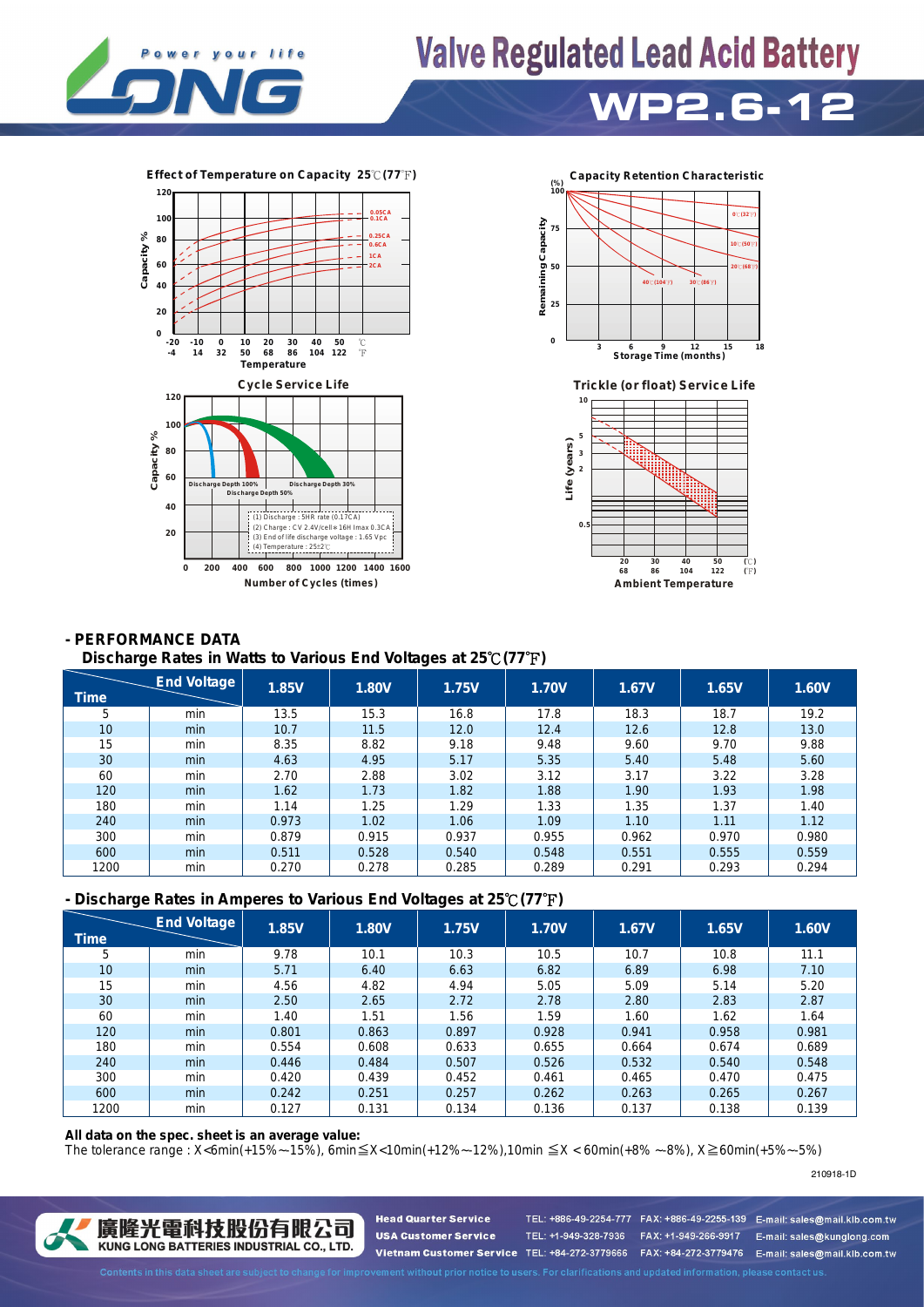# Valve Regulated Lead Acid Battery

## WP2.6-12

Power your life

LONG

**Effect of Temperature on Capacity 25℃(77℉)**

120
100
80
60
40
20
0

Capacity %

0.05CA
0.1CA
0.25CA
0.6CA
1CA
2CA

-20 -10 0 10 20 30 40 50 ℃
-4 14 32 50 68 86 104 122 ℉

Temperature

**Capacity Retention Characteristic**

(%)
100
75
50
25
0

Remaining Capacity

0℃(32℉)
10℃(50℉)
20℃(68℉)
30℃(86℉)
40℃(104℉)

3 6 9 12 15 18

Storage Time (months)

**Cycle Service Life**

120
100
80
60
40
20

Capacity %

Discharge Depth 100%
Discharge Depth 50%
Discharge Depth 30%

(1) Discharge : 5HR rate (0.17CA)
(2) Charge : CV 2.4V/cell≡16H Imax 0.3CA
(3) End of life discharge voltage : 1.65 Vpc
(4) Temperature : 25±2℃

0 200 400 600 800 1000 1200 1400 1600

Number of Cycles (times)

**Trickle (or float) Service Life**

10
5
3
2
0.5

Life (years)

20 30 40 50 (℃)
68 86 104 122 (℉)

Ambient Temperature

## - PERFORMANCE DATA

**Discharge Rates in Watts to Various End Voltages at 25℃(77℉)**

| Time | | 1.85V | 1.80V | 1.75V | 1.70V | 1.67V | 1.65V | 1.60V |
|---|---|---|---|---|---|---|---|---|
| 5 | min | 13.5 | 15.3 | 16.8 | 17.8 | 18.3 | 18.7 | 19.2 |
| 10 | min | 10.7 | 11.5 | 12.0 | 12.4 | 12.6 | 12.8 | 13.0 |
| 15 | min | 8.35 | 8.82 | 9.18 | 9.48 | 9.60 | 9.70 | 9.88 |
| 30 | min | 4.63 | 4.95 | 5.17 | 5.35 | 5.40 | 5.48 | 5.60 |
| 60 | min | 2.70 | 2.88 | 3.02 | 3.12 | 3.17 | 3.22 | 3.28 |
| 120 | min | 1.62 | 1.73 | 1.82 | 1.88 | 1.90 | 1.93 | 1.98 |
| 180 | min | 1.14 | 1.25 | 1.29 | 1.33 | 1.35 | 1.37 | 1.40 |
| 240 | min | 0.973 | 1.02 | 1.06 | 1.09 | 1.10 | 1.11 | 1.12 |
| 300 | min | 0.879 | 0.915 | 0.937 | 0.955 | 0.962 | 0.970 | 0.980 |
| 600 | min | 0.511 | 0.528 | 0.540 | 0.548 | 0.551 | 0.555 | 0.559 |
| 1200 | min | 0.270 | 0.278 | 0.285 | 0.289 | 0.291 | 0.293 | 0.294 |

**- Discharge Rates in Amperes to Various End Voltages at 25℃(77℉)**

| Time | | 1.85V | 1.80V | 1.75V | 1.70V | 1.67V | 1.65V | 1.60V |
|---|---|---|---|---|---|---|---|---|
| 5 | min | 9.78 | 10.1 | 10.3 | 10.5 | 10.7 | 10.8 | 11.1 |
| 10 | min | 5.71 | 6.40 | 6.63 | 6.82 | 6.89 | 6.98 | 7.10 |
| 15 | min | 4.56 | 4.82 | 4.94 | 5.05 | 5.09 | 5.14 | 5.20 |
| 30 | min | 2.50 | 2.65 | 2.72 | 2.78 | 2.80 | 2.83 | 2.87 |
| 60 | min | 1.40 | 1.51 | 1.56 | 1.59 | 1.60 | 1.62 | 1.64 |
| 120 | min | 0.801 | 0.863 | 0.897 | 0.928 | 0.941 | 0.958 | 0.981 |
| 180 | min | 0.554 | 0.608 | 0.633 | 0.655 | 0.664 | 0.674 | 0.689 |
| 240 | min | 0.446 | 0.484 | 0.507 | 0.526 | 0.532 | 0.540 | 0.548 |
| 300 | min | 0.420 | 0.439 | 0.452 | 0.461 | 0.465 | 0.470 | 0.475 |
| 600 | min | 0.242 | 0.251 | 0.257 | 0.262 | 0.263 | 0.265 | 0.267 |
| 1200 | min | 0.127 | 0.131 | 0.134 | 0.136 | 0.137 | 0.138 | 0.139 |

**All data on the spec. sheet is an average value:**

The tolerance range : X<6min(+15%~-15%), 6min≦X<10min(+12%~-12%),10min ≦X < 60min(+8% ~-8%), X≧60min(+5%~-5%)

210918-1D

廣隆光電科技股份有限公司
KUNG LONG BATTERIES INDUSTRIAL CO., LTD.

| | | | |
|---|---|---|---|
| **Head Quarter Service** | TEL: +886-49-2254-777 | FAX: +886-49-2255-139 | E-mail: sales@mail.klb.com.tw |
| **USA Customer Service** | TEL: +1-949-328-7936 | FAX: +1-949-266-9917 | E-mail: sales@kunglong.com |
| **Vietnam Customer Service** | TEL: +84-272-3779666 | FAX: +84-272-3779476 | E-mail: sales@mail.klb.com.tw |

Contents in this data sheet are subject to change for improvement without prior notice to users. For clarifications and updated information, please contact us.